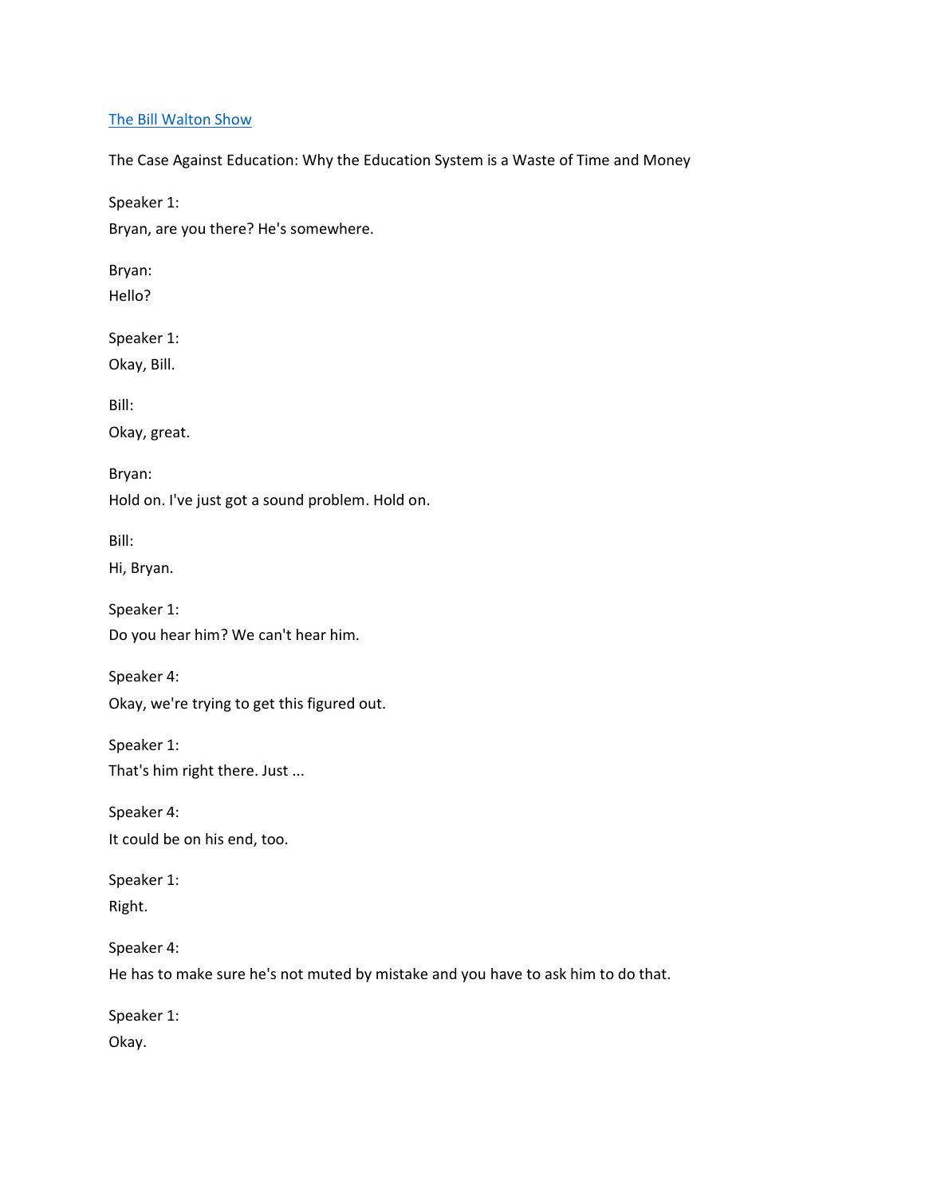[The Bill Walton Show]

The Case Against Education: Why the Education System is a Waste of Time and Money

Speaker 1:
Bryan, are you there? He's somewhere.

Bryan:
Hello?

Speaker 1:
Okay, Bill.

Bill:
Okay, great.

Bryan:
Hold on. I've just got a sound problem. Hold on.

Bill:
Hi, Bryan.

Speaker 1:
Do you hear him? We can't hear him.

Speaker 4:
Okay, we're trying to get this figured out.

Speaker 1:
That's him right there. Just ...

Speaker 4:
It could be on his end, too.

Speaker 1:
Right.

Speaker 4:
He has to make sure he's not muted by mistake and you have to ask him to do that.

Speaker 1:
Okay.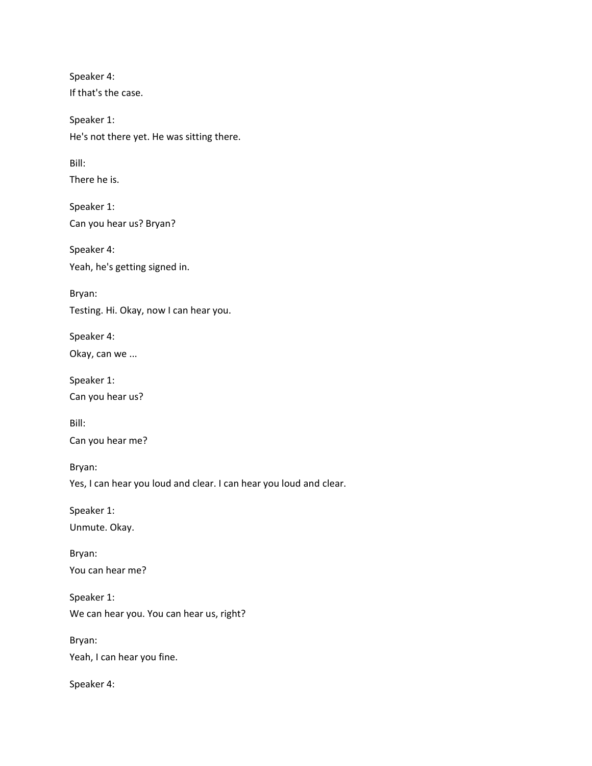Speaker 4:
If that's the case.

Speaker 1:
He's not there yet. He was sitting there.

Bill:
There he is.

Speaker 1:
Can you hear us? Bryan?

Speaker 4:
Yeah, he's getting signed in.

Bryan:
Testing. Hi. Okay, now I can hear you.

Speaker 4:
Okay, can we ...

Speaker 1:
Can you hear us?

Bill:
Can you hear me?

Bryan:
Yes, I can hear you loud and clear. I can hear you loud and clear.

Speaker 1:
Unmute. Okay.

Bryan:
You can hear me?

Speaker 1:
We can hear you. You can hear us, right?

Bryan:
Yeah, I can hear you fine.

Speaker 4: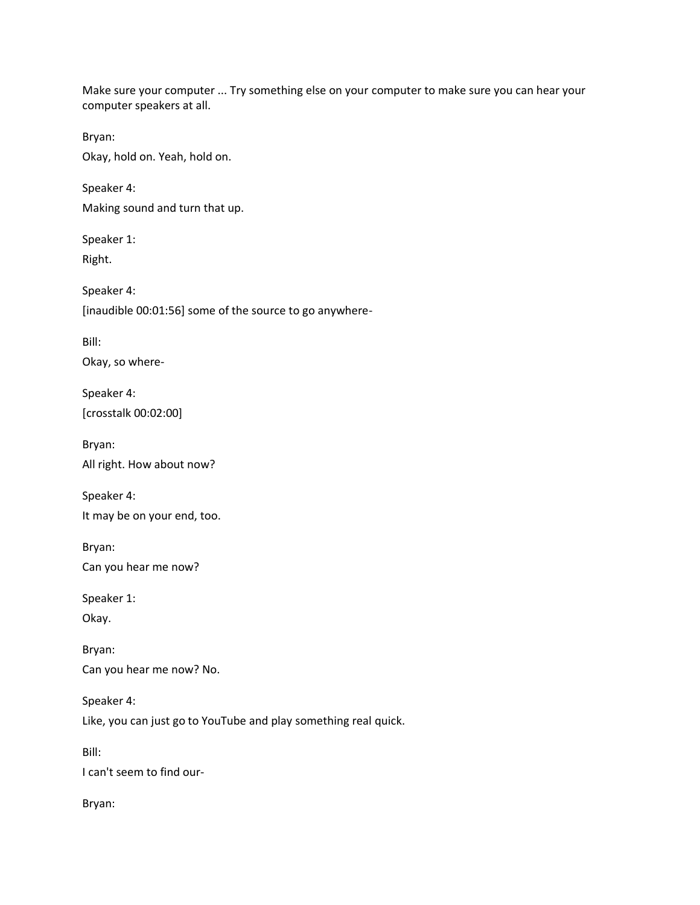Make sure your computer ... Try something else on your computer to make sure you can hear your computer speakers at all.

Bryan:

Okay, hold on. Yeah, hold on.

Speaker 4:

Making sound and turn that up.

Speaker 1:

Right.

Speaker 4:

[inaudible 00:01:56] some of the source to go anywhere-

Bill:

Okay, so where-

Speaker 4:

[crosstalk 00:02:00]

Bryan:

All right. How about now?

Speaker 4:

It may be on your end, too.

Bryan:

Can you hear me now?

Speaker 1:

Okay.

Bryan:

Can you hear me now? No.

Speaker 4:

Like, you can just go to YouTube and play something real quick.

Bill:

I can't seem to find our-

Bryan: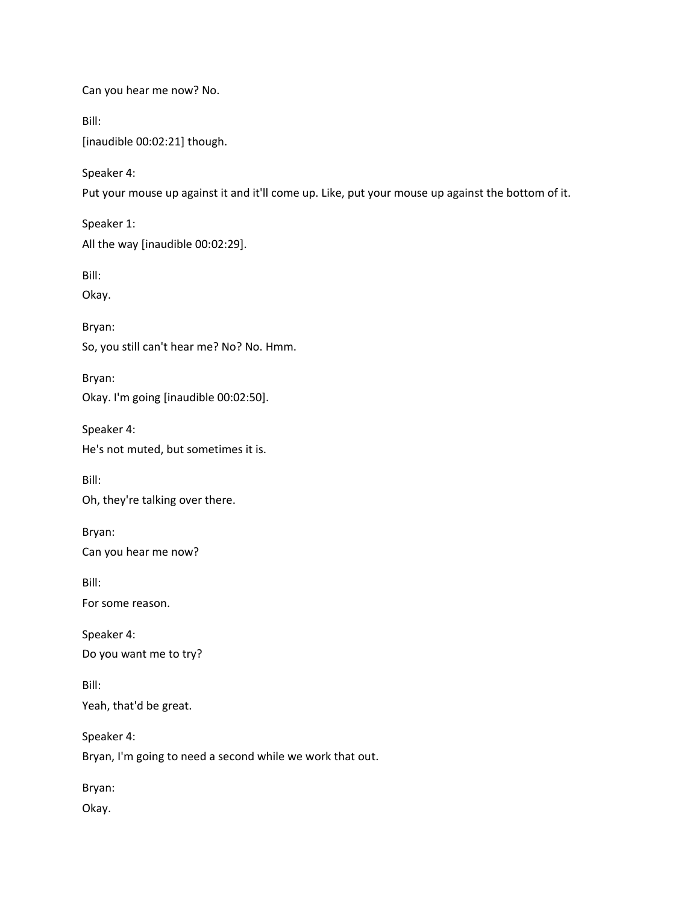Can you hear me now? No.

Bill:

[inaudible 00:02:21] though.

Speaker 4:

Put your mouse up against it and it'll come up. Like, put your mouse up against the bottom of it.

Speaker 1:

All the way [inaudible 00:02:29].

Bill:

Okay.

Bryan:

So, you still can't hear me? No? No. Hmm.

Bryan:

Okay. I'm going [inaudible 00:02:50].

Speaker 4:

He's not muted, but sometimes it is.

Bill:

Oh, they're talking over there.

Bryan:

Can you hear me now?

Bill:

For some reason.

Speaker 4:

Do you want me to try?

Bill:

Yeah, that'd be great.

Speaker 4:

Bryan, I'm going to need a second while we work that out.

Bryan:

Okay.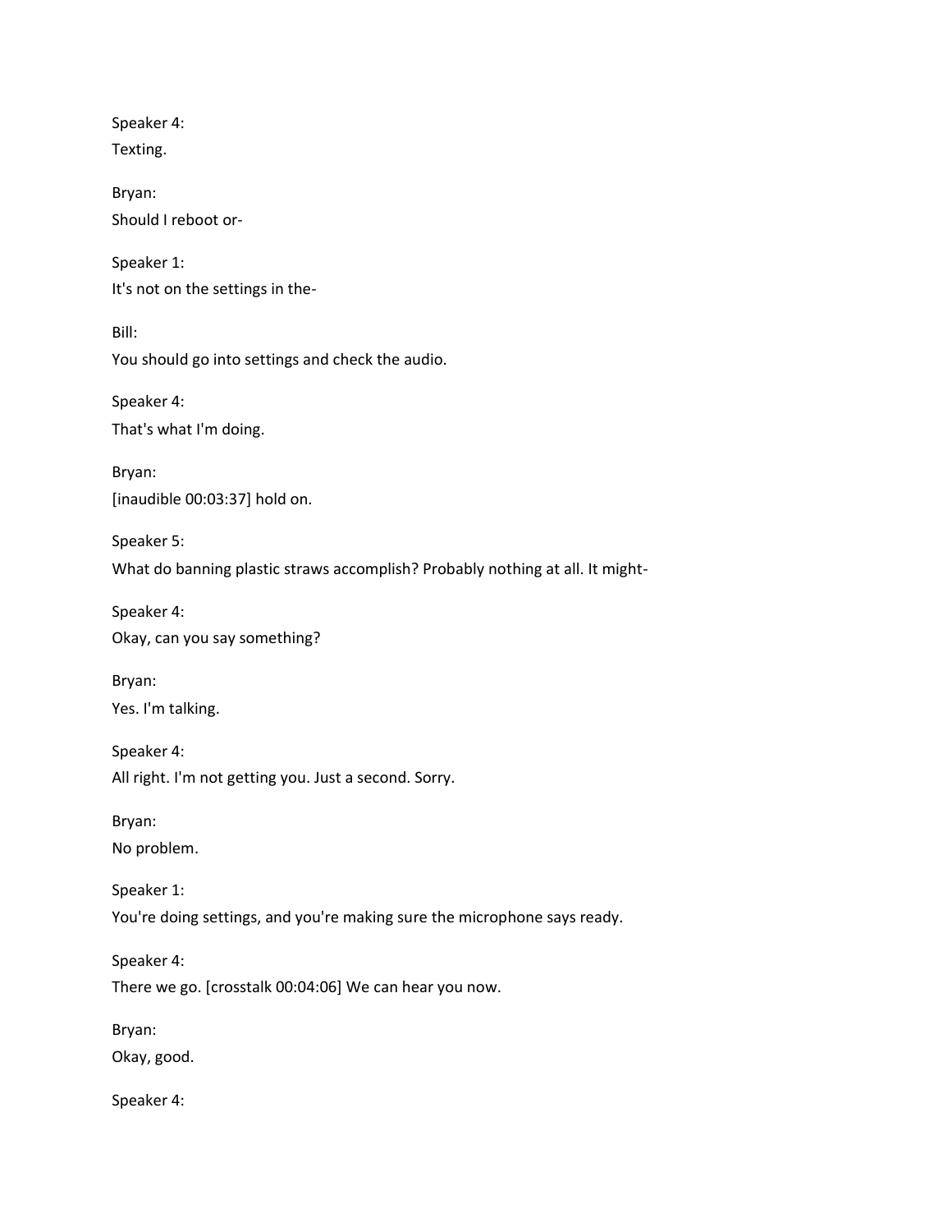Speaker 4:
Texting.

Bryan:
Should I reboot or-

Speaker 1:
It's not on the settings in the-

Bill:
You should go into settings and check the audio.

Speaker 4:
That's what I'm doing.

Bryan:
[inaudible 00:03:37] hold on.

Speaker 5:
What do banning plastic straws accomplish? Probably nothing at all. It might-

Speaker 4:
Okay, can you say something?

Bryan:
Yes. I'm talking.

Speaker 4:
All right. I'm not getting you. Just a second. Sorry.

Bryan:
No problem.

Speaker 1:
You're doing settings, and you're making sure the microphone says ready.

Speaker 4:
There we go. [crosstalk 00:04:06] We can hear you now.

Bryan:
Okay, good.

Speaker 4: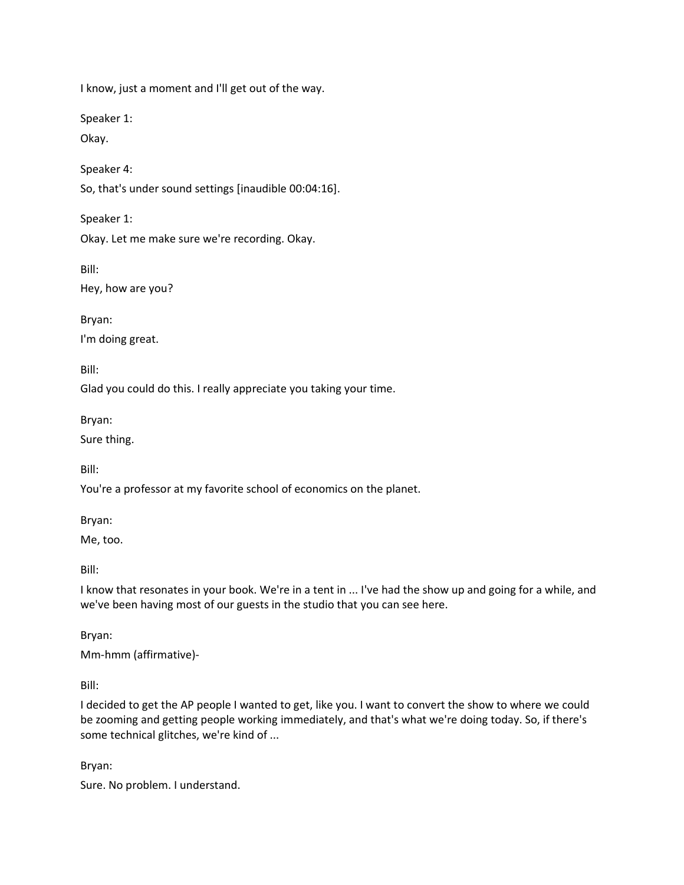I know, just a moment and I'll get out of the way.

Speaker 1:

Okay.

Speaker 4:

So, that's under sound settings [inaudible 00:04:16].

Speaker 1:

Okay. Let me make sure we're recording. Okay.

Bill:

Hey, how are you?

Bryan:

I'm doing great.

Bill:

Glad you could do this. I really appreciate you taking your time.

Bryan:

Sure thing.

Bill:

You're a professor at my favorite school of economics on the planet.

Bryan:

Me, too.

Bill:

I know that resonates in your book. We're in a tent in ... I've had the show up and going for a while, and we've been having most of our guests in the studio that you can see here.

Bryan:

Mm-hmm (affirmative)-

Bill:

I decided to get the AP people I wanted to get, like you. I want to convert the show to where we could be zooming and getting people working immediately, and that's what we're doing today. So, if there's some technical glitches, we're kind of ...

Bryan:

Sure. No problem. I understand.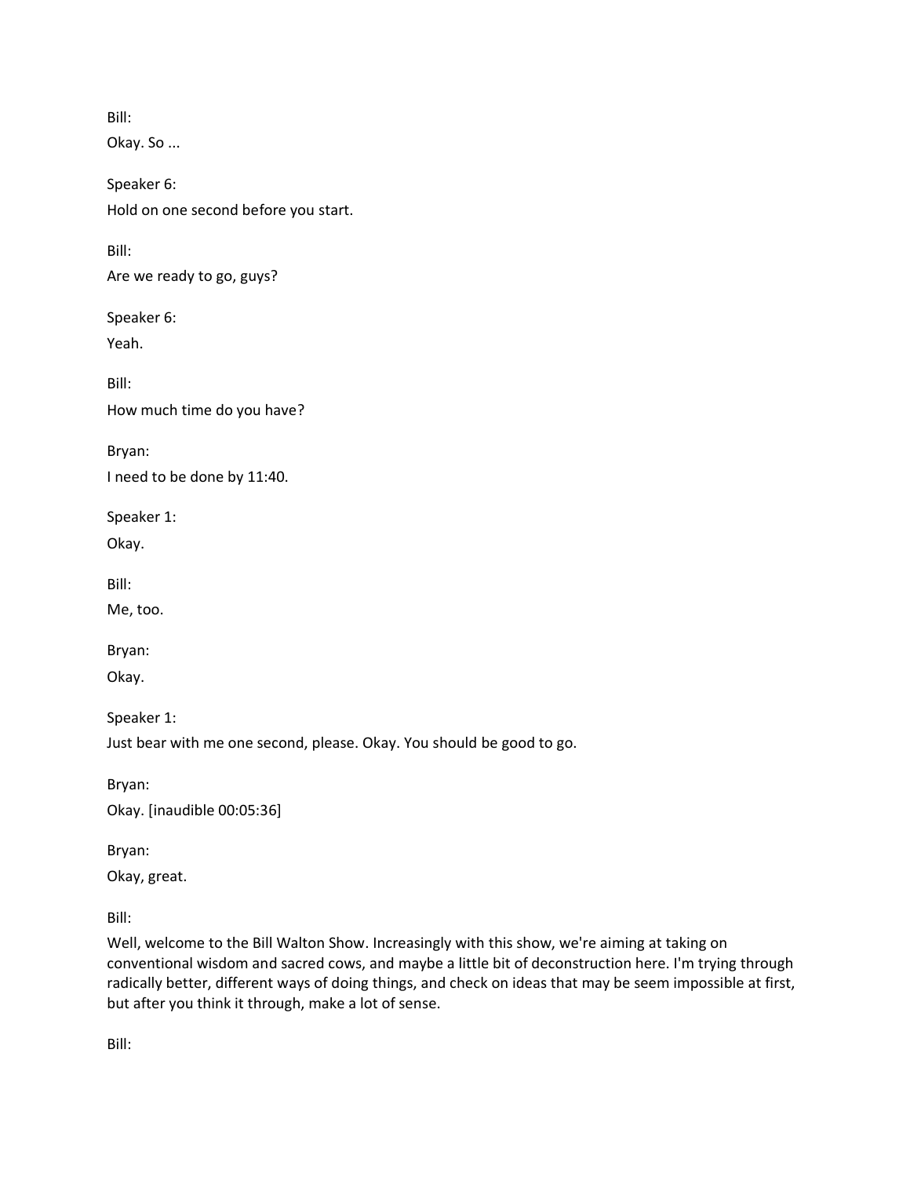Bill:

Okay. So ...

Speaker 6:

Hold on one second before you start.

Bill:

Are we ready to go, guys?

Speaker 6:

Yeah.

Bill:

How much time do you have?

Bryan:

I need to be done by 11:40.

Speaker 1:

Okay.

Bill:

Me, too.

Bryan:

Okay.

Speaker 1:

Just bear with me one second, please. Okay. You should be good to go.

Bryan:

Okay. [inaudible 00:05:36]

Bryan:

Okay, great.

Bill:

Well, welcome to the Bill Walton Show. Increasingly with this show, we're aiming at taking on conventional wisdom and sacred cows, and maybe a little bit of deconstruction here. I'm trying through radically better, different ways of doing things, and check on ideas that may be seem impossible at first, but after you think it through, make a lot of sense.

Bill: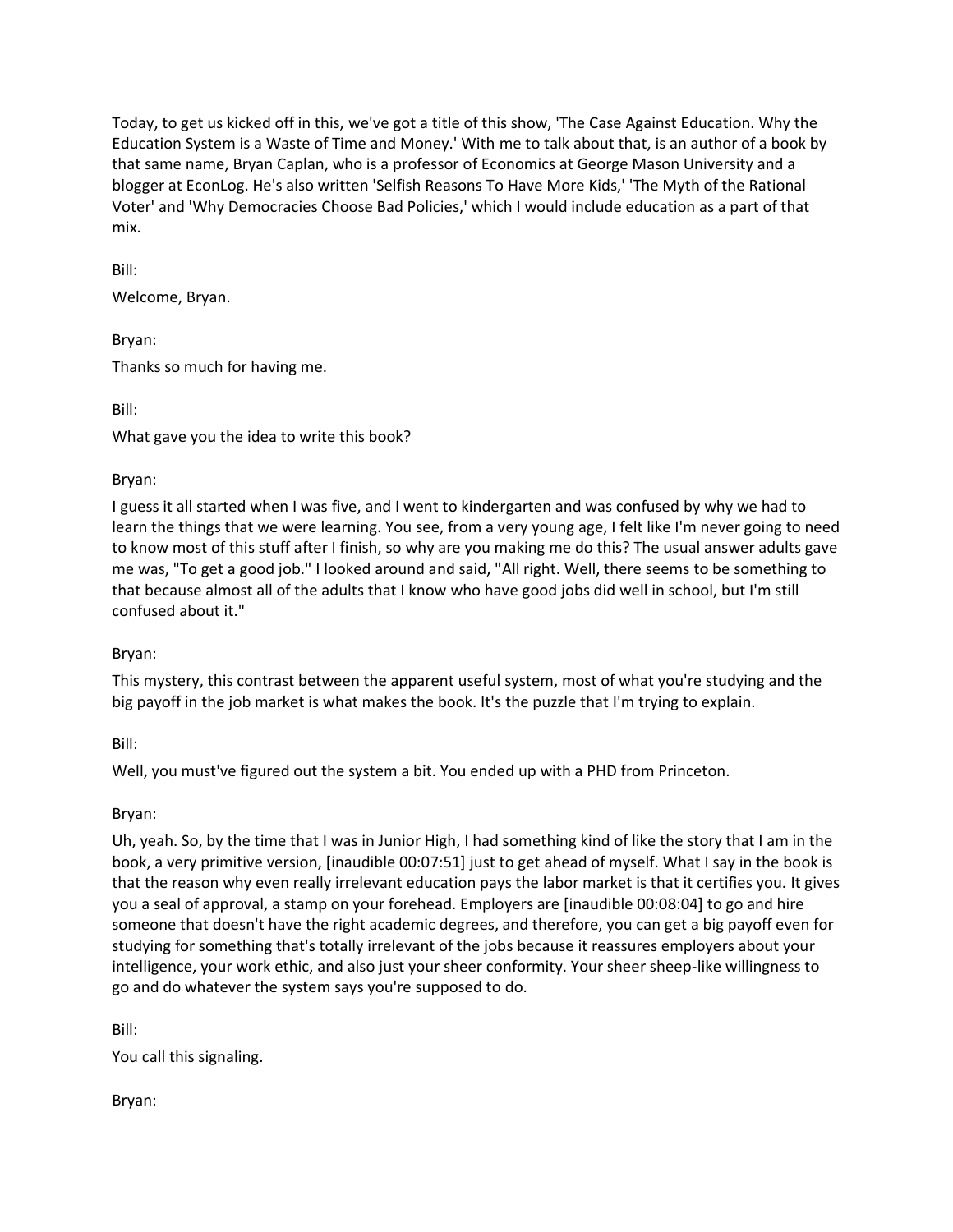Today, to get us kicked off in this, we've got a title of this show, 'The Case Against Education. Why the Education System is a Waste of Time and Money.' With me to talk about that, is an author of a book by that same name, Bryan Caplan, who is a professor of Economics at George Mason University and a blogger at EconLog. He's also written 'Selfish Reasons To Have More Kids,' 'The Myth of the Rational Voter' and 'Why Democracies Choose Bad Policies,' which I would include education as a part of that mix.

Bill:

Welcome, Bryan.

Bryan:

Thanks so much for having me.

Bill:

What gave you the idea to write this book?

Bryan:

I guess it all started when I was five, and I went to kindergarten and was confused by why we had to learn the things that we were learning. You see, from a very young age, I felt like I'm never going to need to know most of this stuff after I finish, so why are you making me do this? The usual answer adults gave me was, "To get a good job." I looked around and said, "All right. Well, there seems to be something to that because almost all of the adults that I know who have good jobs did well in school, but I'm still confused about it."

Bryan:

This mystery, this contrast between the apparent useful system, most of what you're studying and the big payoff in the job market is what makes the book. It's the puzzle that I'm trying to explain.

Bill:

Well, you must've figured out the system a bit. You ended up with a PHD from Princeton.

Bryan:

Uh, yeah. So, by the time that I was in Junior High, I had something kind of like the story that I am in the book, a very primitive version, [inaudible 00:07:51] just to get ahead of myself. What I say in the book is that the reason why even really irrelevant education pays the labor market is that it certifies you. It gives you a seal of approval, a stamp on your forehead. Employers are [inaudible 00:08:04] to go and hire someone that doesn't have the right academic degrees, and therefore, you can get a big payoff even for studying for something that's totally irrelevant of the jobs because it reassures employers about your intelligence, your work ethic, and also just your sheer conformity. Your sheer sheep-like willingness to go and do whatever the system says you're supposed to do.

Bill:

You call this signaling.

Bryan: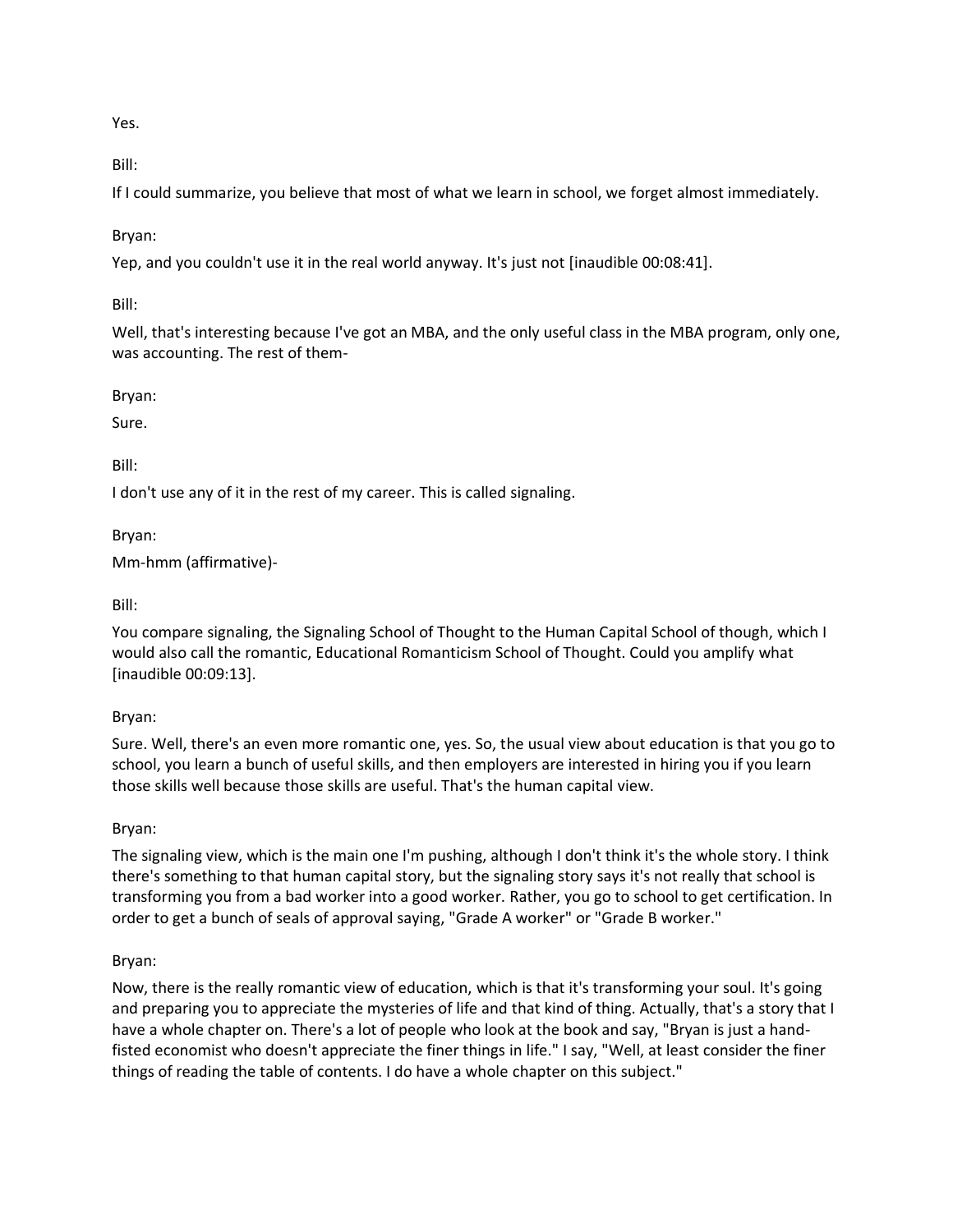Yes.

Bill:

If I could summarize, you believe that most of what we learn in school, we forget almost immediately.

Bryan:

Yep, and you couldn't use it in the real world anyway. It's just not [inaudible 00:08:41].

Bill:

Well, that's interesting because I've got an MBA, and the only useful class in the MBA program, only one, was accounting. The rest of them-

Bryan:

Sure.

Bill:

I don't use any of it in the rest of my career. This is called signaling.

Bryan:

Mm-hmm (affirmative)-

Bill:

You compare signaling, the Signaling School of Thought to the Human Capital School of though, which I would also call the romantic, Educational Romanticism School of Thought. Could you amplify what [inaudible 00:09:13].

Bryan:

Sure. Well, there's an even more romantic one, yes. So, the usual view about education is that you go to school, you learn a bunch of useful skills, and then employers are interested in hiring you if you learn those skills well because those skills are useful. That's the human capital view.

Bryan:

The signaling view, which is the main one I'm pushing, although I don't think it's the whole story. I think there's something to that human capital story, but the signaling story says it's not really that school is transforming you from a bad worker into a good worker. Rather, you go to school to get certification. In order to get a bunch of seals of approval saying, "Grade A worker" or "Grade B worker."

Bryan:

Now, there is the really romantic view of education, which is that it's transforming your soul. It's going and preparing you to appreciate the mysteries of life and that kind of thing. Actually, that's a story that I have a whole chapter on. There's a lot of people who look at the book and say, "Bryan is just a hand-fisted economist who doesn't appreciate the finer things in life." I say, "Well, at least consider the finer things of reading the table of contents. I do have a whole chapter on this subject."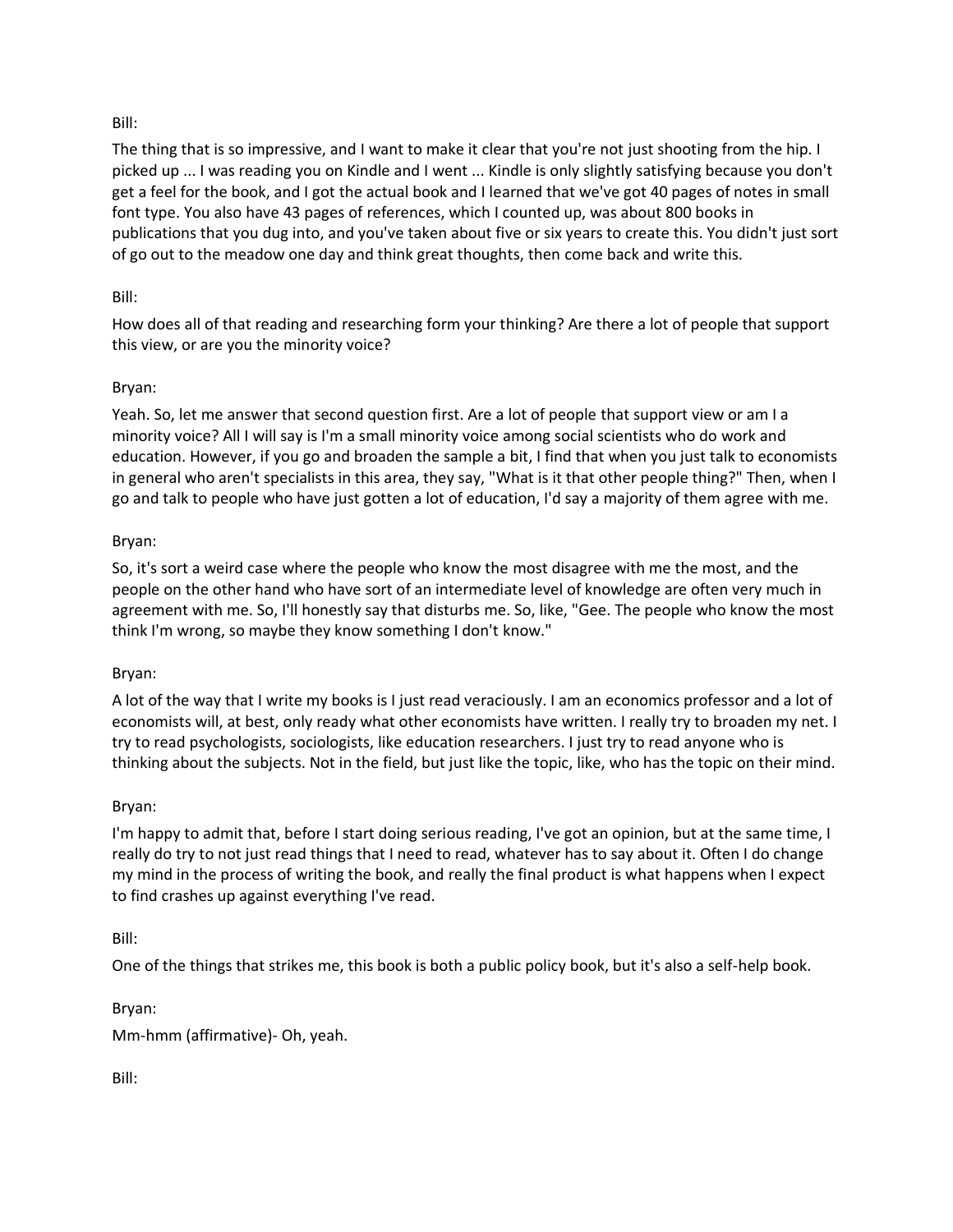Bill:

The thing that is so impressive, and I want to make it clear that you're not just shooting from the hip. I picked up ... I was reading you on Kindle and I went ... Kindle is only slightly satisfying because you don't get a feel for the book, and I got the actual book and I learned that we've got 40 pages of notes in small font type. You also have 43 pages of references, which I counted up, was about 800 books in publications that you dug into, and you've taken about five or six years to create this. You didn't just sort of go out to the meadow one day and think great thoughts, then come back and write this.

Bill:

How does all of that reading and researching form your thinking? Are there a lot of people that support this view, or are you the minority voice?

Bryan:

Yeah. So, let me answer that second question first. Are a lot of people that support view or am I a minority voice? All I will say is I'm a small minority voice among social scientists who do work and education. However, if you go and broaden the sample a bit, I find that when you just talk to economists in general who aren't specialists in this area, they say, "What is it that other people thing?" Then, when I go and talk to people who have just gotten a lot of education, I'd say a majority of them agree with me.

Bryan:

So, it's sort a weird case where the people who know the most disagree with me the most, and the people on the other hand who have sort of an intermediate level of knowledge are often very much in agreement with me. So, I'll honestly say that disturbs me. So, like, "Gee. The people who know the most think I'm wrong, so maybe they know something I don't know."

Bryan:

A lot of the way that I write my books is I just read veraciously. I am an economics professor and a lot of economists will, at best, only ready what other economists have written. I really try to broaden my net. I try to read psychologists, sociologists, like education researchers. I just try to read anyone who is thinking about the subjects. Not in the field, but just like the topic, like, who has the topic on their mind.

Bryan:

I'm happy to admit that, before I start doing serious reading, I've got an opinion, but at the same time, I really do try to not just read things that I need to read, whatever has to say about it. Often I do change my mind in the process of writing the book, and really the final product is what happens when I expect to find crashes up against everything I've read.

Bill:

One of the things that strikes me, this book is both a public policy book, but it's also a self-help book.

Bryan:

Mm-hmm (affirmative)- Oh, yeah.

Bill: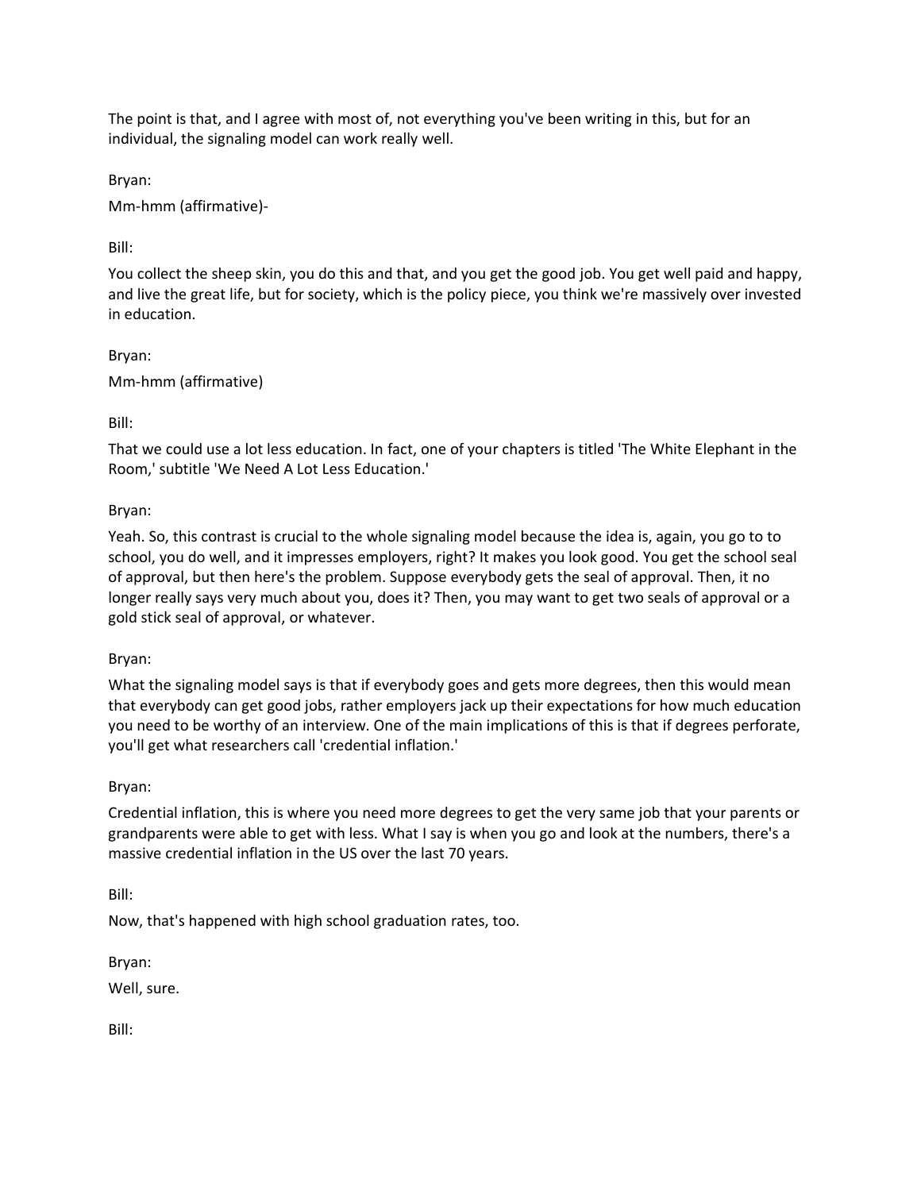The point is that, and I agree with most of, not everything you've been writing in this, but for an individual, the signaling model can work really well.

Bryan:

Mm-hmm (affirmative)-

Bill:

You collect the sheep skin, you do this and that, and you get the good job. You get well paid and happy, and live the great life, but for society, which is the policy piece, you think we're massively over invested in education.

Bryan:

Mm-hmm (affirmative)

Bill:

That we could use a lot less education. In fact, one of your chapters is titled 'The White Elephant in the Room,' subtitle 'We Need A Lot Less Education.'

Bryan:

Yeah. So, this contrast is crucial to the whole signaling model because the idea is, again, you go to to school, you do well, and it impresses employers, right? It makes you look good. You get the school seal of approval, but then here's the problem. Suppose everybody gets the seal of approval. Then, it no longer really says very much about you, does it? Then, you may want to get two seals of approval or a gold stick seal of approval, or whatever.

Bryan:

What the signaling model says is that if everybody goes and gets more degrees, then this would mean that everybody can get good jobs, rather employers jack up their expectations for how much education you need to be worthy of an interview. One of the main implications of this is that if degrees perforate, you'll get what researchers call 'credential inflation.'

Bryan:

Credential inflation, this is where you need more degrees to get the very same job that your parents or grandparents were able to get with less. What I say is when you go and look at the numbers, there's a massive credential inflation in the US over the last 70 years.

Bill:

Now, that's happened with high school graduation rates, too.

Bryan:

Well, sure.

Bill: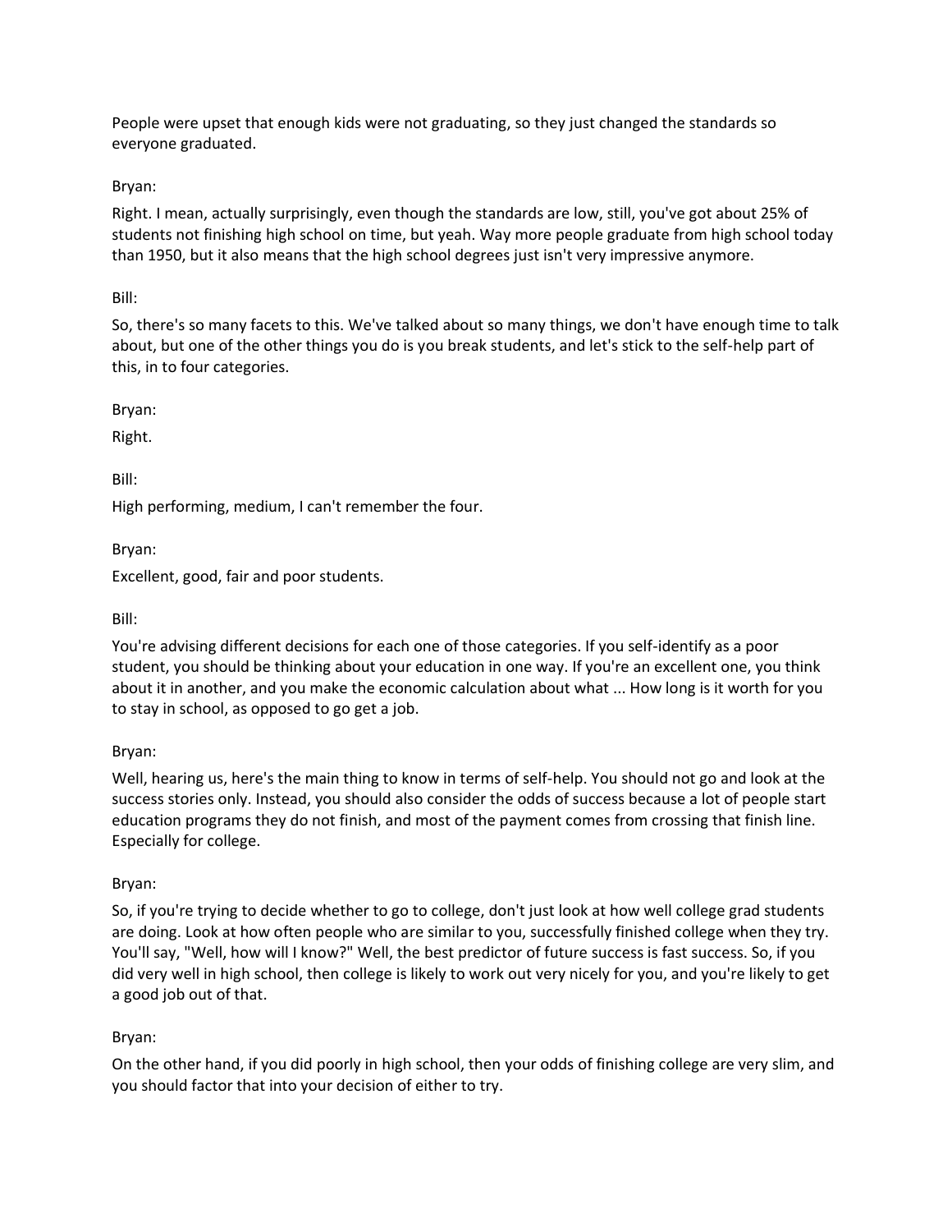People were upset that enough kids were not graduating, so they just changed the standards so everyone graduated.

Bryan:

Right. I mean, actually surprisingly, even though the standards are low, still, you've got about 25% of students not finishing high school on time, but yeah. Way more people graduate from high school today than 1950, but it also means that the high school degrees just isn't very impressive anymore.

Bill:

So, there's so many facets to this. We've talked about so many things, we don't have enough time to talk about, but one of the other things you do is you break students, and let's stick to the self-help part of this, in to four categories.

Bryan:

Right.

Bill:

High performing, medium, I can't remember the four.

Bryan:

Excellent, good, fair and poor students.

Bill:

You're advising different decisions for each one of those categories. If you self-identify as a poor student, you should be thinking about your education in one way. If you're an excellent one, you think about it in another, and you make the economic calculation about what ... How long is it worth for you to stay in school, as opposed to go get a job.

Bryan:

Well, hearing us, here's the main thing to know in terms of self-help. You should not go and look at the success stories only. Instead, you should also consider the odds of success because a lot of people start education programs they do not finish, and most of the payment comes from crossing that finish line. Especially for college.

Bryan:

So, if you're trying to decide whether to go to college, don't just look at how well college grad students are doing. Look at how often people who are similar to you, successfully finished college when they try. You'll say, "Well, how will I know?" Well, the best predictor of future success is fast success. So, if you did very well in high school, then college is likely to work out very nicely for you, and you're likely to get a good job out of that.

Bryan:

On the other hand, if you did poorly in high school, then your odds of finishing college are very slim, and you should factor that into your decision of either to try.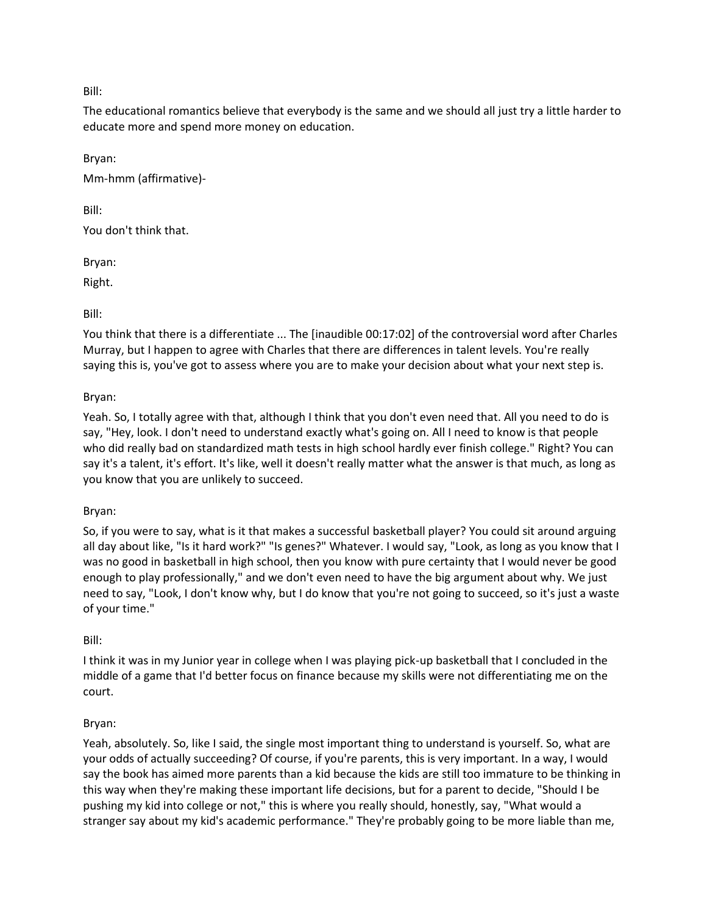Bill:

The educational romantics believe that everybody is the same and we should all just try a little harder to educate more and spend more money on education.

Bryan:

Mm-hmm (affirmative)-

Bill:

You don't think that.

Bryan:

Right.

Bill:

You think that there is a differentiate ... The [inaudible 00:17:02] of the controversial word after Charles Murray, but I happen to agree with Charles that there are differences in talent levels. You're really saying this is, you've got to assess where you are to make your decision about what your next step is.

Bryan:

Yeah. So, I totally agree with that, although I think that you don't even need that. All you need to do is say, "Hey, look. I don't need to understand exactly what's going on. All I need to know is that people who did really bad on standardized math tests in high school hardly ever finish college." Right? You can say it's a talent, it's effort. It's like, well it doesn't really matter what the answer is that much, as long as you know that you are unlikely to succeed.

Bryan:

So, if you were to say, what is it that makes a successful basketball player? You could sit around arguing all day about like, "Is it hard work?" "Is genes?" Whatever. I would say, "Look, as long as you know that I was no good in basketball in high school, then you know with pure certainty that I would never be good enough to play professionally," and we don't even need to have the big argument about why. We just need to say, "Look, I don't know why, but I do know that you're not going to succeed, so it's just a waste of your time."

Bill:

I think it was in my Junior year in college when I was playing pick-up basketball that I concluded in the middle of a game that I'd better focus on finance because my skills were not differentiating me on the court.

Bryan:

Yeah, absolutely. So, like I said, the single most important thing to understand is yourself. So, what are your odds of actually succeeding? Of course, if you're parents, this is very important. In a way, I would say the book has aimed more parents than a kid because the kids are still too immature to be thinking in this way when they're making these important life decisions, but for a parent to decide, "Should I be pushing my kid into college or not," this is where you really should, honestly, say, "What would a stranger say about my kid's academic performance." They're probably going to be more liable than me,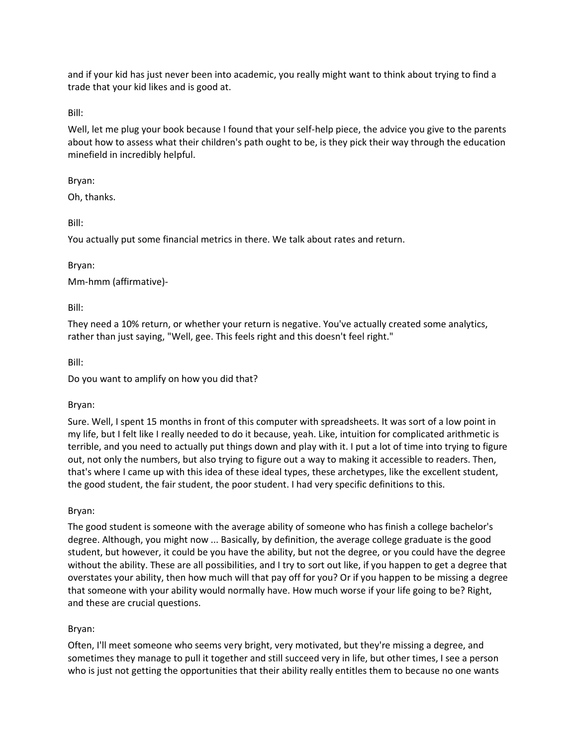and if your kid has just never been into academic, you really might want to think about trying to find a trade that your kid likes and is good at.

Bill:

Well, let me plug your book because I found that your self-help piece, the advice you give to the parents about how to assess what their children's path ought to be, is they pick their way through the education minefield in incredibly helpful.

Bryan:

Oh, thanks.

Bill:

You actually put some financial metrics in there. We talk about rates and return.

Bryan:

Mm-hmm (affirmative)-

Bill:

They need a 10% return, or whether your return is negative. You've actually created some analytics, rather than just saying, "Well, gee. This feels right and this doesn't feel right."

Bill:

Do you want to amplify on how you did that?

Bryan:

Sure. Well, I spent 15 months in front of this computer with spreadsheets. It was sort of a low point in my life, but I felt like I really needed to do it because, yeah. Like, intuition for complicated arithmetic is terrible, and you need to actually put things down and play with it. I put a lot of time into trying to figure out, not only the numbers, but also trying to figure out a way to making it accessible to readers. Then, that's where I came up with this idea of these ideal types, these archetypes, like the excellent student, the good student, the fair student, the poor student. I had very specific definitions to this.

Bryan:

The good student is someone with the average ability of someone who has finish a college bachelor's degree. Although, you might now ... Basically, by definition, the average college graduate is the good student, but however, it could be you have the ability, but not the degree, or you could have the degree without the ability. These are all possibilities, and I try to sort out like, if you happen to get a degree that overstates your ability, then how much will that pay off for you? Or if you happen to be missing a degree that someone with your ability would normally have. How much worse if your life going to be? Right, and these are crucial questions.

Bryan:

Often, I'll meet someone who seems very bright, very motivated, but they're missing a degree, and sometimes they manage to pull it together and still succeed very in life, but other times, I see a person who is just not getting the opportunities that their ability really entitles them to because no one wants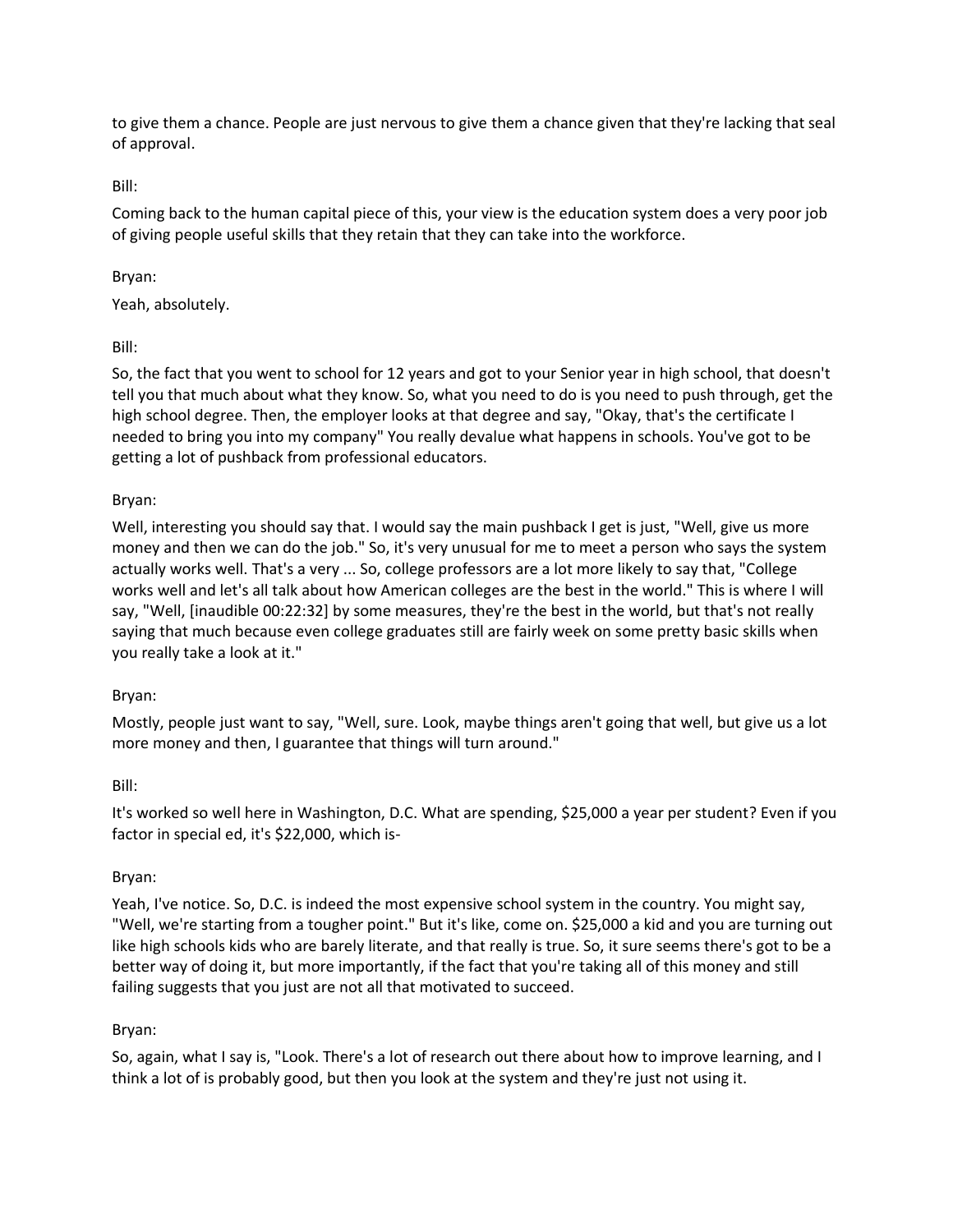to give them a chance. People are just nervous to give them a chance given that they're lacking that seal of approval.

Bill:

Coming back to the human capital piece of this, your view is the education system does a very poor job of giving people useful skills that they retain that they can take into the workforce.

Bryan:

Yeah, absolutely.

Bill:

So, the fact that you went to school for 12 years and got to your Senior year in high school, that doesn't tell you that much about what they know. So, what you need to do is you need to push through, get the high school degree. Then, the employer looks at that degree and say, "Okay, that's the certificate I needed to bring you into my company" You really devalue what happens in schools. You've got to be getting a lot of pushback from professional educators.

Bryan:

Well, interesting you should say that. I would say the main pushback I get is just, "Well, give us more money and then we can do the job." So, it's very unusual for me to meet a person who says the system actually works well. That's a very ... So, college professors are a lot more likely to say that, "College works well and let's all talk about how American colleges are the best in the world." This is where I will say, "Well, [inaudible 00:22:32] by some measures, they're the best in the world, but that's not really saying that much because even college graduates still are fairly week on some pretty basic skills when you really take a look at it."

Bryan:

Mostly, people just want to say, "Well, sure. Look, maybe things aren't going that well, but give us a lot more money and then, I guarantee that things will turn around."

Bill:

It's worked so well here in Washington, D.C. What are spending, $25,000 a year per student? Even if you factor in special ed, it's $22,000, which is-

Bryan:

Yeah, I've notice. So, D.C. is indeed the most expensive school system in the country. You might say, "Well, we're starting from a tougher point." But it's like, come on. $25,000 a kid and you are turning out like high schools kids who are barely literate, and that really is true. So, it sure seems there's got to be a better way of doing it, but more importantly, if the fact that you're taking all of this money and still failing suggests that you just are not all that motivated to succeed.

Bryan:

So, again, what I say is, "Look. There's a lot of research out there about how to improve learning, and I think a lot of is probably good, but then you look at the system and they're just not using it.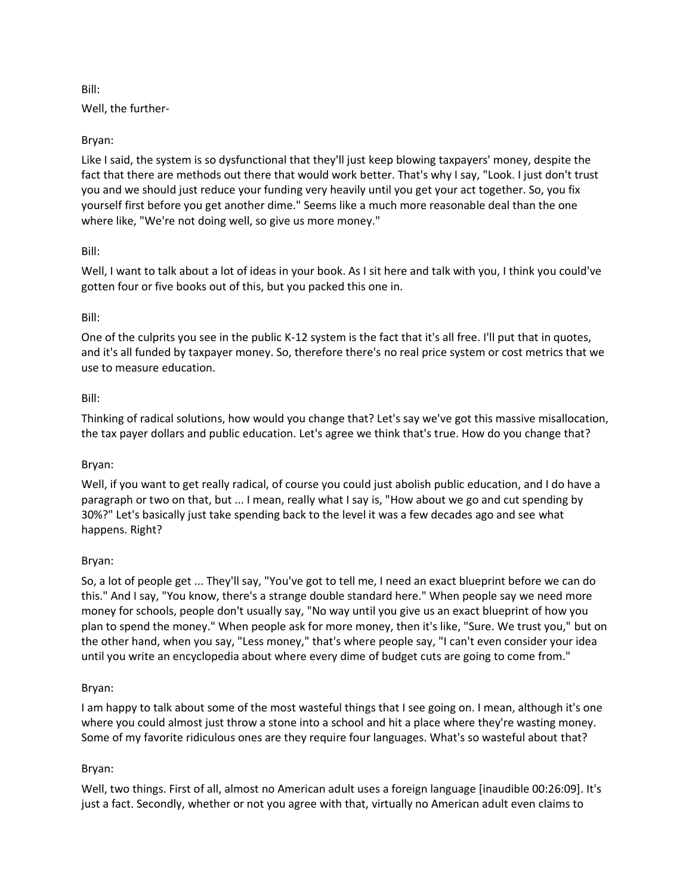Bill:

Well, the further-

Bryan:

Like I said, the system is so dysfunctional that they'll just keep blowing taxpayers' money, despite the fact that there are methods out there that would work better. That's why I say, "Look. I just don't trust you and we should just reduce your funding very heavily until you get your act together. So, you fix yourself first before you get another dime." Seems like a much more reasonable deal than the one where like, "We're not doing well, so give us more money."

Bill:

Well, I want to talk about a lot of ideas in your book. As I sit here and talk with you, I think you could've gotten four or five books out of this, but you packed this one in.

Bill:

One of the culprits you see in the public K-12 system is the fact that it's all free. I'll put that in quotes, and it's all funded by taxpayer money. So, therefore there's no real price system or cost metrics that we use to measure education.

Bill:

Thinking of radical solutions, how would you change that? Let's say we've got this massive misallocation, the tax payer dollars and public education. Let's agree we think that's true. How do you change that?

Bryan:

Well, if you want to get really radical, of course you could just abolish public education, and I do have a paragraph or two on that, but ... I mean, really what I say is, "How about we go and cut spending by 30%?" Let's basically just take spending back to the level it was a few decades ago and see what happens. Right?

Bryan:

So, a lot of people get ... They'll say, "You've got to tell me, I need an exact blueprint before we can do this." And I say, "You know, there's a strange double standard here." When people say we need more money for schools, people don't usually say, "No way until you give us an exact blueprint of how you plan to spend the money." When people ask for more money, then it's like, "Sure. We trust you," but on the other hand, when you say, "Less money," that's where people say, "I can't even consider your idea until you write an encyclopedia about where every dime of budget cuts are going to come from."

Bryan:

I am happy to talk about some of the most wasteful things that I see going on. I mean, although it's one where you could almost just throw a stone into a school and hit a place where they're wasting money. Some of my favorite ridiculous ones are they require four languages. What's so wasteful about that?

Bryan:

Well, two things. First of all, almost no American adult uses a foreign language [inaudible 00:26:09]. It's just a fact. Secondly, whether or not you agree with that, virtually no American adult even claims to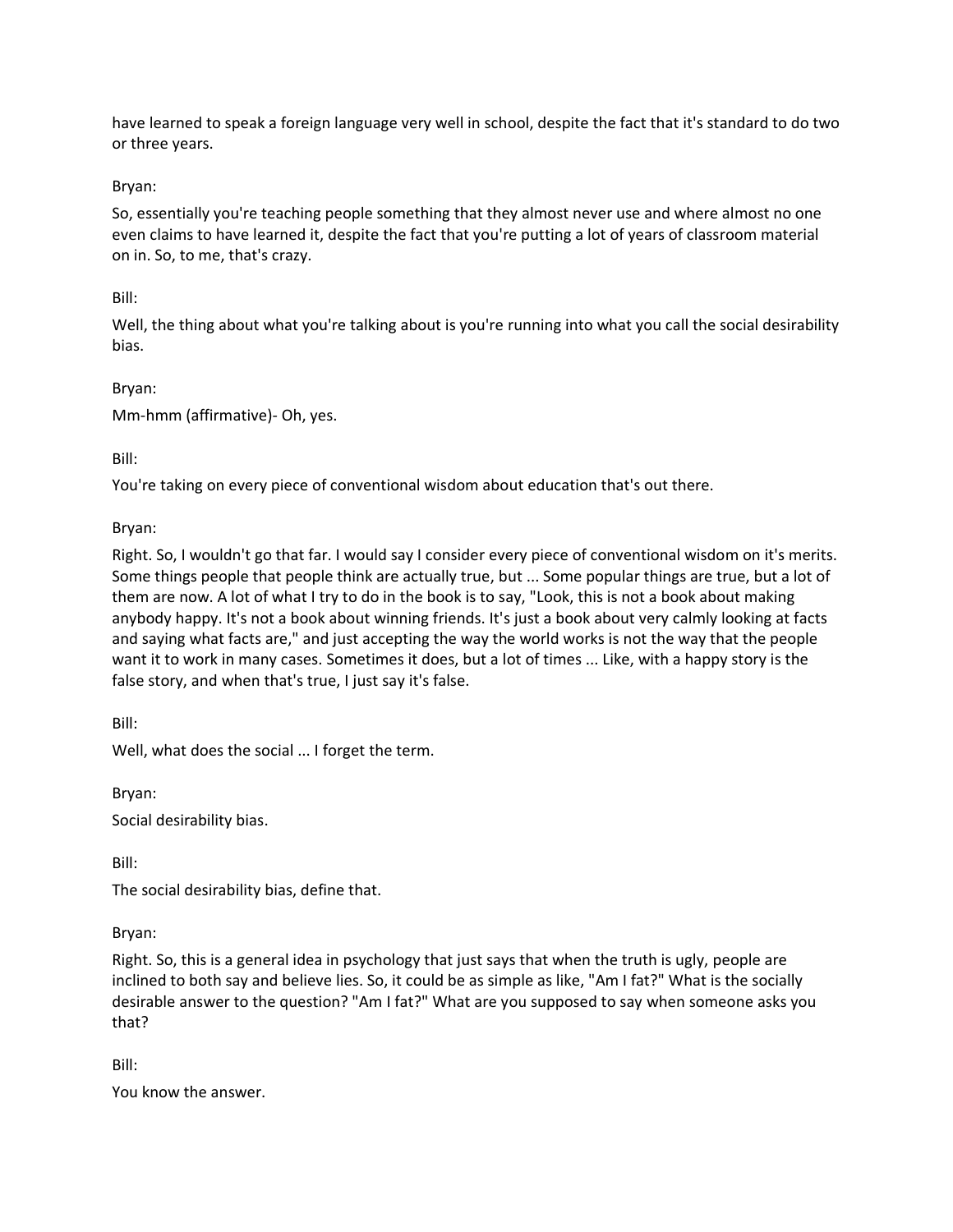have learned to speak a foreign language very well in school, despite the fact that it's standard to do two or three years.

Bryan:

So, essentially you're teaching people something that they almost never use and where almost no one even claims to have learned it, despite the fact that you're putting a lot of years of classroom material on in. So, to me, that's crazy.

Bill:

Well, the thing about what you're talking about is you're running into what you call the social desirability bias.

Bryan:

Mm-hmm (affirmative)- Oh, yes.

Bill:

You're taking on every piece of conventional wisdom about education that's out there.

Bryan:

Right. So, I wouldn't go that far. I would say I consider every piece of conventional wisdom on it's merits. Some things people that people think are actually true, but ... Some popular things are true, but a lot of them are now. A lot of what I try to do in the book is to say, "Look, this is not a book about making anybody happy. It's not a book about winning friends. It's just a book about very calmly looking at facts and saying what facts are," and just accepting the way the world works is not the way that the people want it to work in many cases. Sometimes it does, but a lot of times ... Like, with a happy story is the false story, and when that's true, I just say it's false.

Bill:

Well, what does the social ... I forget the term.

Bryan:

Social desirability bias.

Bill:

The social desirability bias, define that.

Bryan:

Right. So, this is a general idea in psychology that just says that when the truth is ugly, people are inclined to both say and believe lies. So, it could be as simple as like, "Am I fat?" What is the socially desirable answer to the question? "Am I fat?" What are you supposed to say when someone asks you that?

Bill:

You know the answer.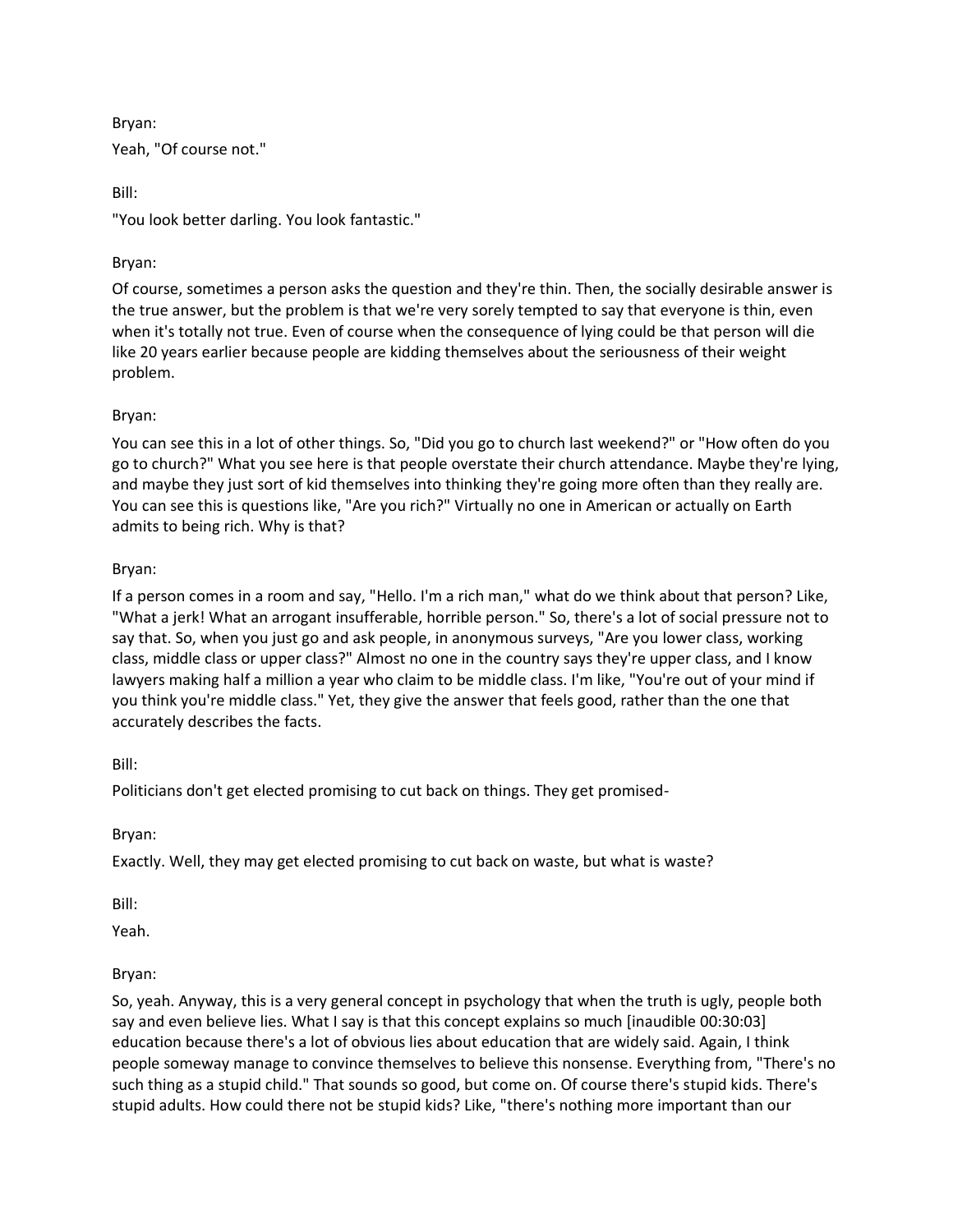Bryan:

Yeah, "Of course not."

Bill:

"You look better darling. You look fantastic."

Bryan:

Of course, sometimes a person asks the question and they're thin. Then, the socially desirable answer is the true answer, but the problem is that we're very sorely tempted to say that everyone is thin, even when it's totally not true. Even of course when the consequence of lying could be that person will die like 20 years earlier because people are kidding themselves about the seriousness of their weight problem.

Bryan:

You can see this in a lot of other things. So, "Did you go to church last weekend?" or "How often do you go to church?" What you see here is that people overstate their church attendance. Maybe they're lying, and maybe they just sort of kid themselves into thinking they're going more often than they really are. You can see this is questions like, "Are you rich?" Virtually no one in American or actually on Earth admits to being rich. Why is that?

Bryan:

If a person comes in a room and say, "Hello. I'm a rich man," what do we think about that person? Like, "What a jerk! What an arrogant insufferable, horrible person." So, there's a lot of social pressure not to say that. So, when you just go and ask people, in anonymous surveys, "Are you lower class, working class, middle class or upper class?" Almost no one in the country says they're upper class, and I know lawyers making half a million a year who claim to be middle class. I'm like, "You're out of your mind if you think you're middle class." Yet, they give the answer that feels good, rather than the one that accurately describes the facts.

Bill:

Politicians don't get elected promising to cut back on things. They get promised-

Bryan:

Exactly. Well, they may get elected promising to cut back on waste, but what is waste?

Bill:

Yeah.

Bryan:

So, yeah. Anyway, this is a very general concept in psychology that when the truth is ugly, people both say and even believe lies. What I say is that this concept explains so much [inaudible 00:30:03] education because there's a lot of obvious lies about education that are widely said. Again, I think people someway manage to convince themselves to believe this nonsense. Everything from, "There's no such thing as a stupid child." That sounds so good, but come on. Of course there's stupid kids. There's stupid adults. How could there not be stupid kids? Like, "there's nothing more important than our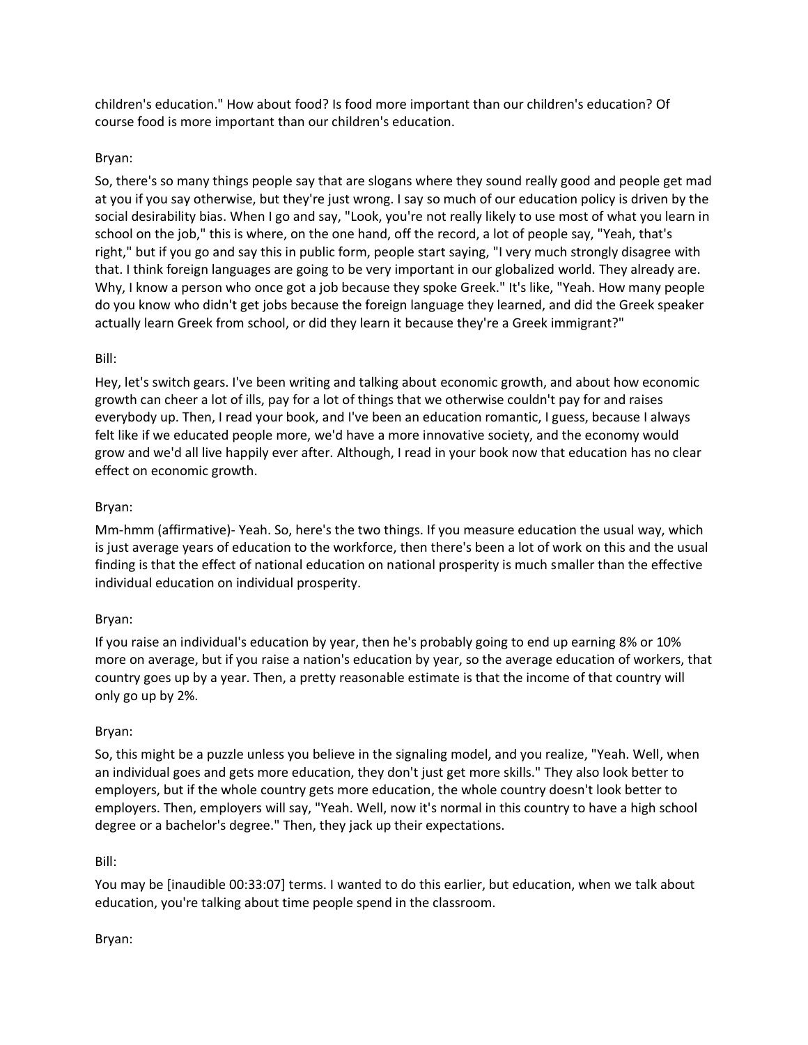children's education." How about food? Is food more important than our children's education? Of course food is more important than our children's education.

Bryan:

So, there's so many things people say that are slogans where they sound really good and people get mad at you if you say otherwise, but they're just wrong. I say so much of our education policy is driven by the social desirability bias. When I go and say, "Look, you're not really likely to use most of what you learn in school on the job," this is where, on the one hand, off the record, a lot of people say, "Yeah, that's right," but if you go and say this in public form, people start saying, "I very much strongly disagree with that. I think foreign languages are going to be very important in our globalized world. They already are. Why, I know a person who once got a job because they spoke Greek." It's like, "Yeah. How many people do you know who didn't get jobs because the foreign language they learned, and did the Greek speaker actually learn Greek from school, or did they learn it because they're a Greek immigrant?"

Bill:

Hey, let's switch gears. I've been writing and talking about economic growth, and about how economic growth can cheer a lot of ills, pay for a lot of things that we otherwise couldn't pay for and raises everybody up. Then, I read your book, and I've been an education romantic, I guess, because I always felt like if we educated people more, we'd have a more innovative society, and the economy would grow and we'd all live happily ever after. Although, I read in your book now that education has no clear effect on economic growth.

Bryan:

Mm-hmm (affirmative)- Yeah. So, here's the two things. If you measure education the usual way, which is just average years of education to the workforce, then there's been a lot of work on this and the usual finding is that the effect of national education on national prosperity is much smaller than the effective individual education on individual prosperity.

Bryan:

If you raise an individual's education by year, then he's probably going to end up earning 8% or 10% more on average, but if you raise a nation's education by year, so the average education of workers, that country goes up by a year. Then, a pretty reasonable estimate is that the income of that country will only go up by 2%.

Bryan:

So, this might be a puzzle unless you believe in the signaling model, and you realize, "Yeah. Well, when an individual goes and gets more education, they don't just get more skills." They also look better to employers, but if the whole country gets more education, the whole country doesn't look better to employers. Then, employers will say, "Yeah. Well, now it's normal in this country to have a high school degree or a bachelor's degree." Then, they jack up their expectations.

Bill:

You may be [inaudible 00:33:07] terms. I wanted to do this earlier, but education, when we talk about education, you're talking about time people spend in the classroom.

Bryan: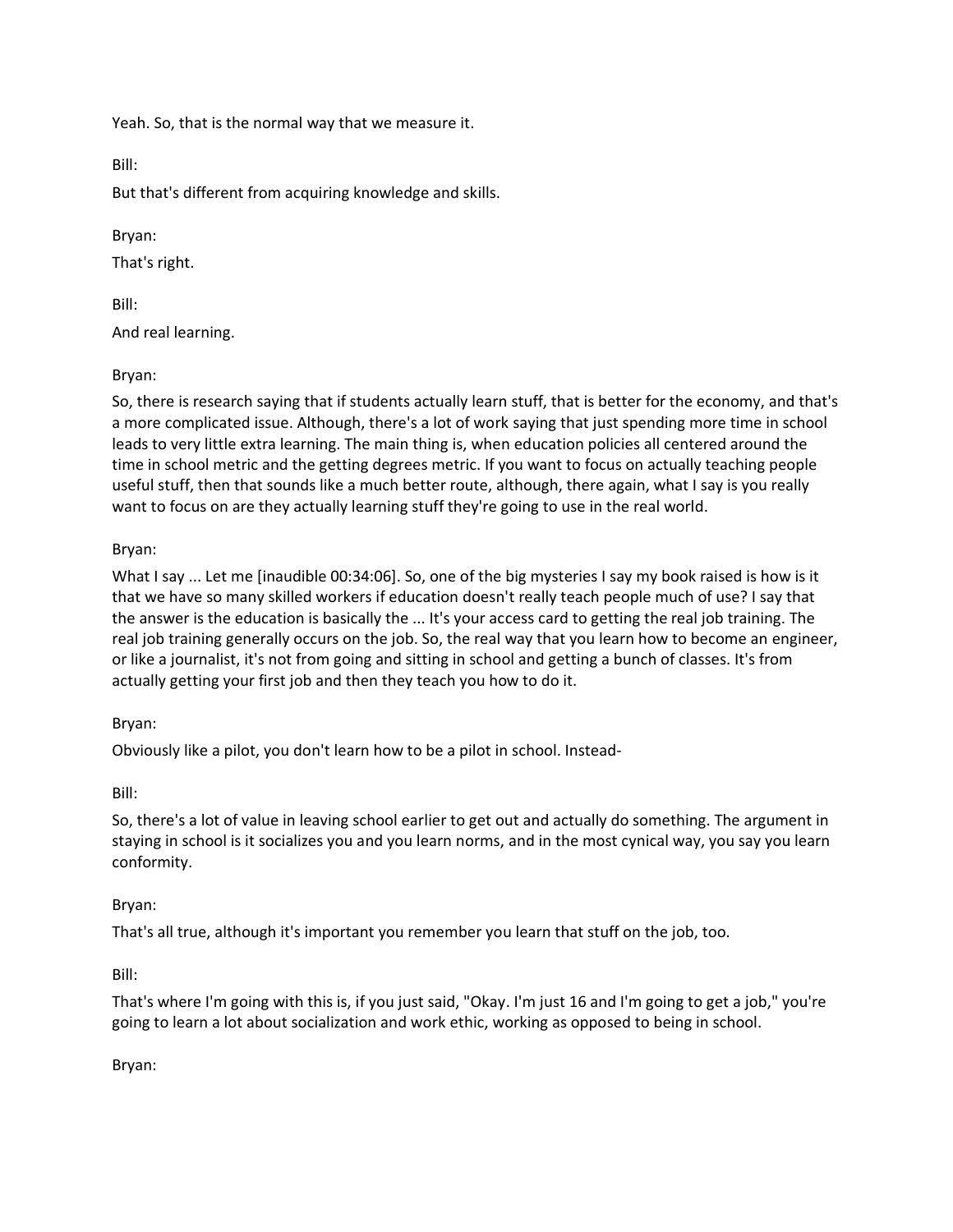Yeah. So, that is the normal way that we measure it.

Bill:

But that's different from acquiring knowledge and skills.

Bryan:

That's right.

Bill:

And real learning.

Bryan:

So, there is research saying that if students actually learn stuff, that is better for the economy, and that's a more complicated issue. Although, there's a lot of work saying that just spending more time in school leads to very little extra learning. The main thing is, when education policies all centered around the time in school metric and the getting degrees metric. If you want to focus on actually teaching people useful stuff, then that sounds like a much better route, although, there again, what I say is you really want to focus on are they actually learning stuff they're going to use in the real world.

Bryan:

What I say ... Let me [inaudible 00:34:06]. So, one of the big mysteries I say my book raised is how is it that we have so many skilled workers if education doesn't really teach people much of use? I say that the answer is the education is basically the ... It's your access card to getting the real job training. The real job training generally occurs on the job. So, the real way that you learn how to become an engineer, or like a journalist, it's not from going and sitting in school and getting a bunch of classes. It's from actually getting your first job and then they teach you how to do it.

Bryan:

Obviously like a pilot, you don't learn how to be a pilot in school. Instead-

Bill:

So, there's a lot of value in leaving school earlier to get out and actually do something. The argument in staying in school is it socializes you and you learn norms, and in the most cynical way, you say you learn conformity.

Bryan:

That's all true, although it's important you remember you learn that stuff on the job, too.

Bill:

That's where I'm going with this is, if you just said, "Okay. I'm just 16 and I'm going to get a job," you're going to learn a lot about socialization and work ethic, working as opposed to being in school.

Bryan: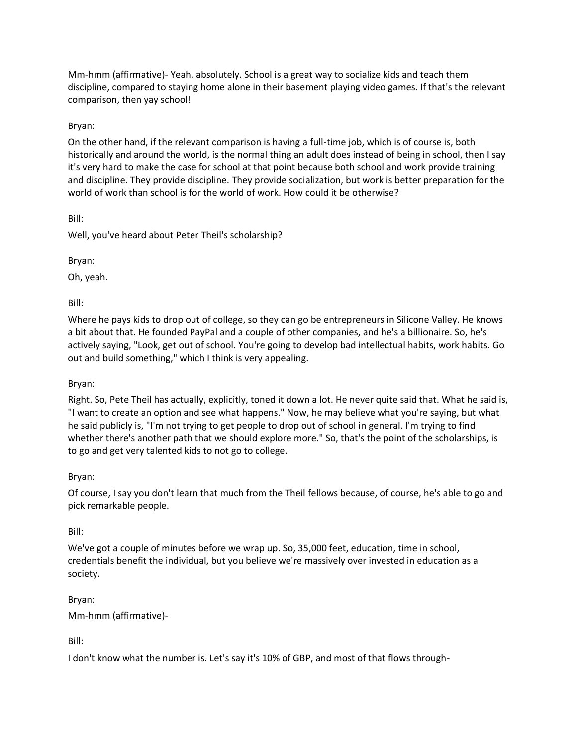Mm-hmm (affirmative)- Yeah, absolutely. School is a great way to socialize kids and teach them discipline, compared to staying home alone in their basement playing video games. If that's the relevant comparison, then yay school!

Bryan:

On the other hand, if the relevant comparison is having a full-time job, which is of course is, both historically and around the world, is the normal thing an adult does instead of being in school, then I say it's very hard to make the case for school at that point because both school and work provide training and discipline. They provide discipline. They provide socialization, but work is better preparation for the world of work than school is for the world of work. How could it be otherwise?

Bill:

Well, you've heard about Peter Theil's scholarship?

Bryan:

Oh, yeah.

Bill:

Where he pays kids to drop out of college, so they can go be entrepreneurs in Silicone Valley. He knows a bit about that. He founded PayPal and a couple of other companies, and he's a billionaire. So, he's actively saying, "Look, get out of school. You're going to develop bad intellectual habits, work habits. Go out and build something," which I think is very appealing.

Bryan:

Right. So, Pete Theil has actually, explicitly, toned it down a lot. He never quite said that. What he said is, "I want to create an option and see what happens." Now, he may believe what you're saying, but what he said publicly is, "I'm not trying to get people to drop out of school in general. I'm trying to find whether there's another path that we should explore more." So, that's the point of the scholarships, is to go and get very talented kids to not go to college.

Bryan:

Of course, I say you don't learn that much from the Theil fellows because, of course, he's able to go and pick remarkable people.

Bill:

We've got a couple of minutes before we wrap up. So, 35,000 feet, education, time in school, credentials benefit the individual, but you believe we're massively over invested in education as a society.

Bryan:

Mm-hmm (affirmative)-

Bill:

I don't know what the number is. Let's say it's 10% of GBP, and most of that flows through-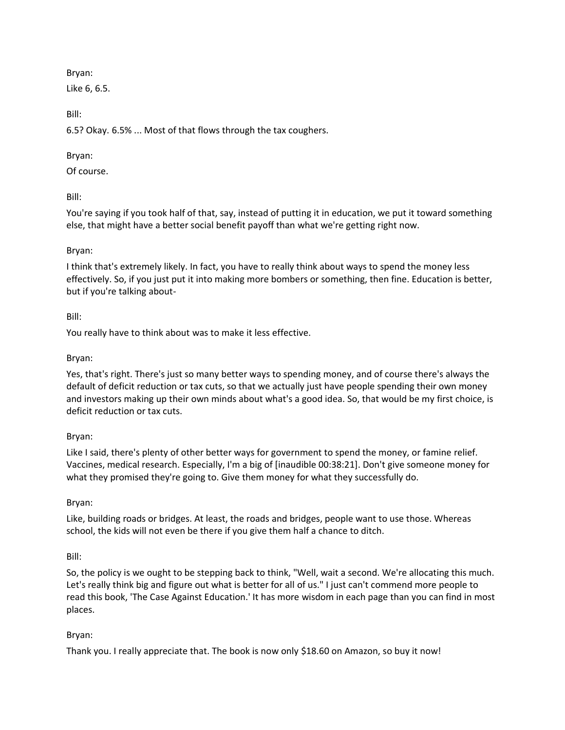Bryan:

Like 6, 6.5.

Bill:

6.5? Okay. 6.5% ... Most of that flows through the tax coughers.

Bryan:

Of course.

Bill:

You're saying if you took half of that, say, instead of putting it in education, we put it toward something else, that might have a better social benefit payoff than what we're getting right now.

Bryan:

I think that's extremely likely. In fact, you have to really think about ways to spend the money less effectively. So, if you just put it into making more bombers or something, then fine. Education is better, but if you're talking about-

Bill:

You really have to think about was to make it less effective.

Bryan:

Yes, that's right. There's just so many better ways to spending money, and of course there's always the default of deficit reduction or tax cuts, so that we actually just have people spending their own money and investors making up their own minds about what's a good idea. So, that would be my first choice, is deficit reduction or tax cuts.

Bryan:

Like I said, there's plenty of other better ways for government to spend the money, or famine relief. Vaccines, medical research. Especially, I'm a big of [inaudible 00:38:21]. Don't give someone money for what they promised they're going to. Give them money for what they successfully do.

Bryan:

Like, building roads or bridges. At least, the roads and bridges, people want to use those. Whereas school, the kids will not even be there if you give them half a chance to ditch.

Bill:

So, the policy is we ought to be stepping back to think, "Well, wait a second. We're allocating this much. Let's really think big and figure out what is better for all of us." I just can't commend more people to read this book, 'The Case Against Education.' It has more wisdom in each page than you can find in most places.

Bryan:

Thank you. I really appreciate that. The book is now only $18.60 on Amazon, so buy it now!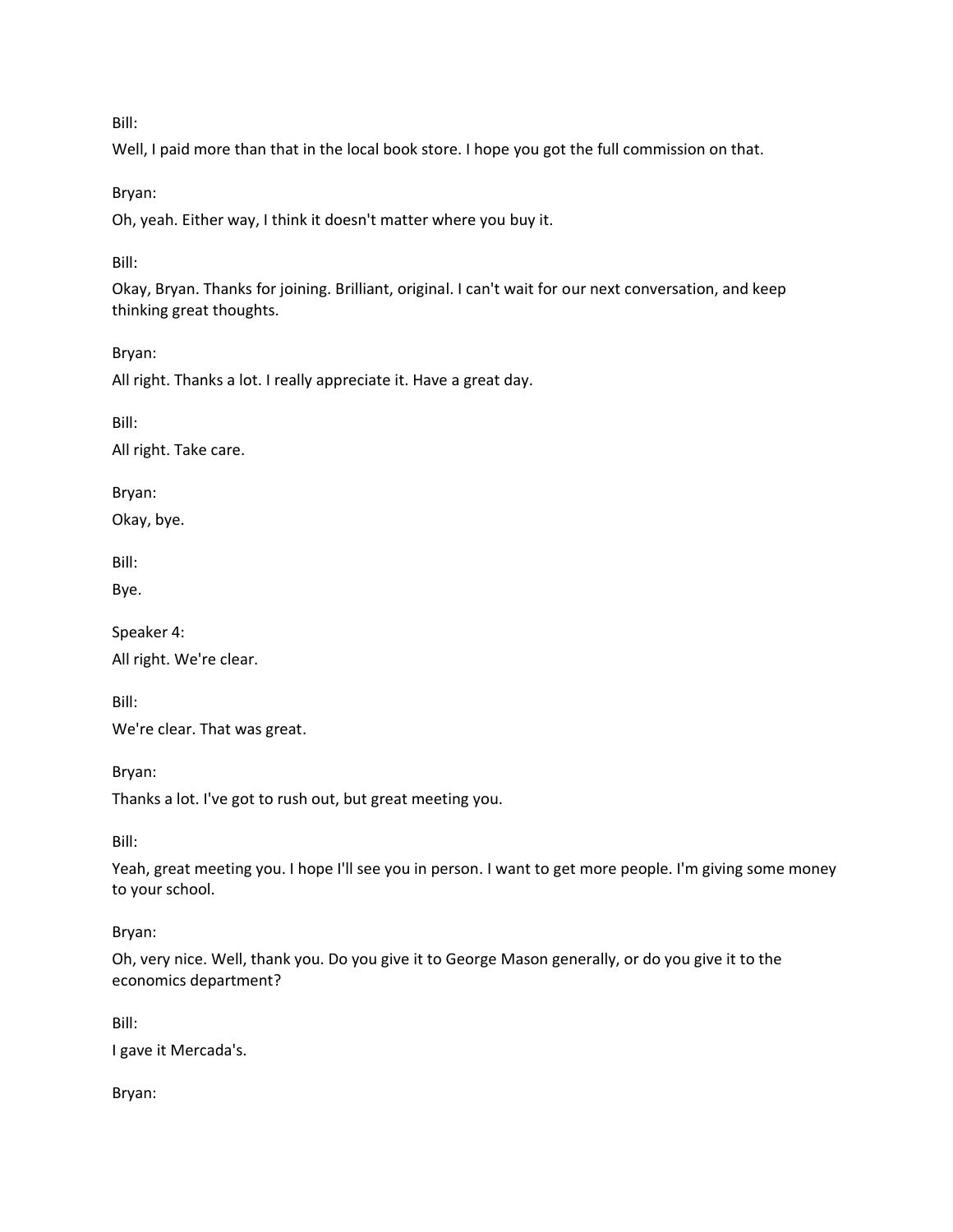Bill:

Well, I paid more than that in the local book store. I hope you got the full commission on that.

Bryan:

Oh, yeah. Either way, I think it doesn't matter where you buy it.

Bill:

Okay, Bryan. Thanks for joining. Brilliant, original. I can't wait for our next conversation, and keep thinking great thoughts.

Bryan:

All right. Thanks a lot. I really appreciate it. Have a great day.

Bill:

All right. Take care.

Bryan:

Okay, bye.

Bill:

Bye.

Speaker 4:

All right. We're clear.

Bill:

We're clear. That was great.

Bryan:

Thanks a lot. I've got to rush out, but great meeting you.

Bill:

Yeah, great meeting you. I hope I'll see you in person. I want to get more people. I'm giving some money to your school.

Bryan:

Oh, very nice. Well, thank you. Do you give it to George Mason generally, or do you give it to the economics department?

Bill:

I gave it Mercada's.

Bryan: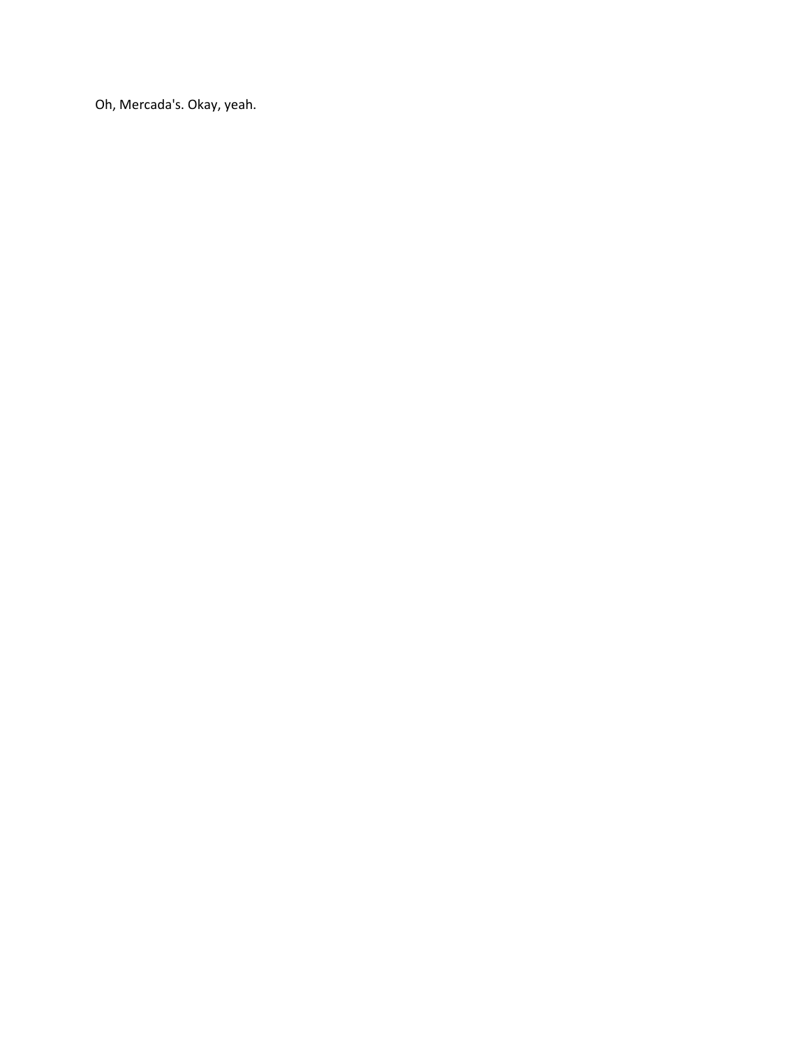Oh, Mercada's. Okay, yeah.